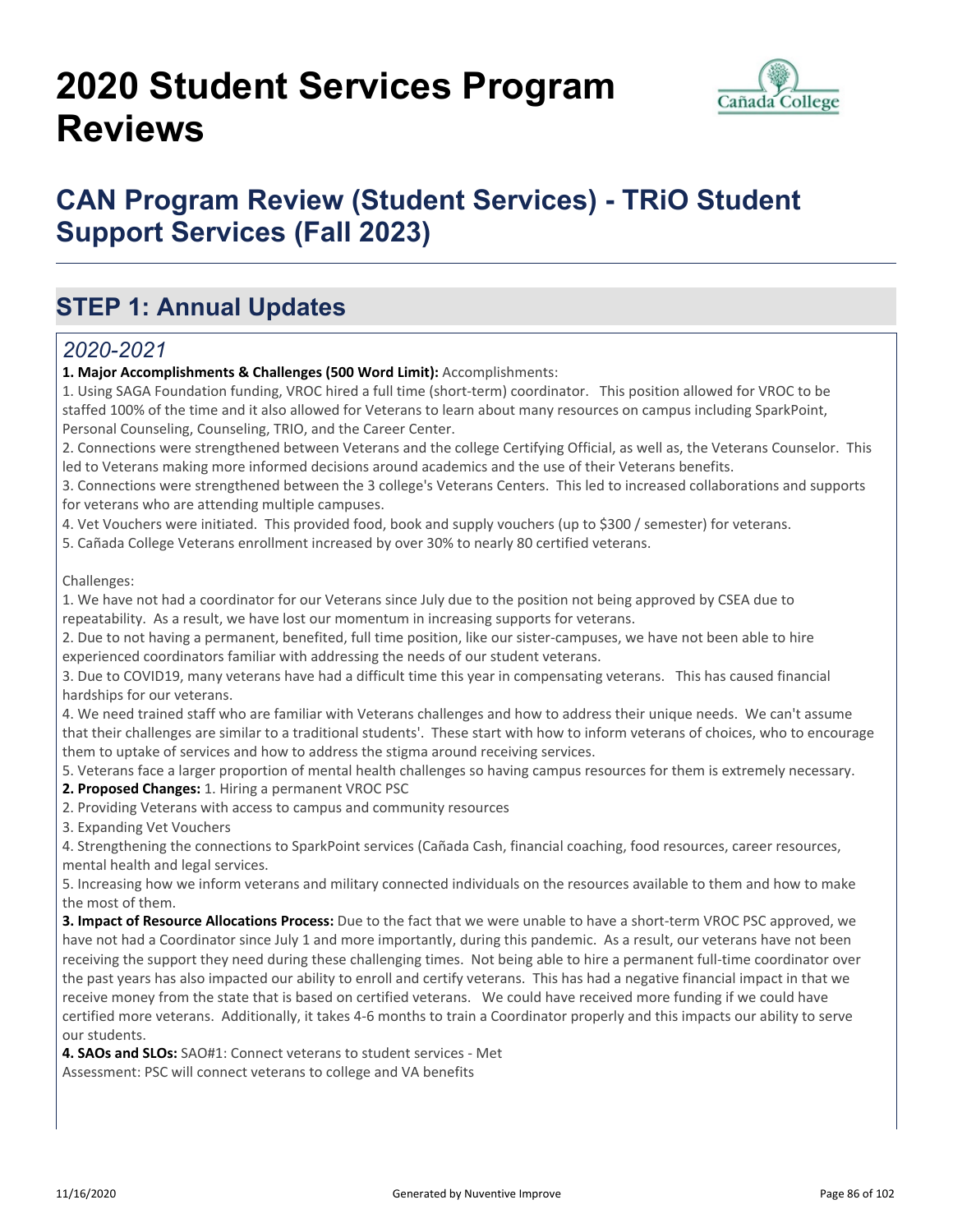# 2020 Student Services Program Reviews

## CAN Program Review (Student Services) - TRiO Student Support Services (Fall 2023)

## STEP 1: Annual Updates

### *2020-2021*

**1. Major Accomplishments & Challenges (500 Word Limit):** Accomplishments:

1. Using SAGA Foundation funding, VROC hired a full time (short-term) coordinator. This position allowed for VROC to be staffed 100% of the time and it also allowed for Veterans to learn about many resources on campus including SparkPoint, Personal Counseling, Counseling, TRIO, and the Career Center.
2. Connections were strengthened between Veterans and the college Certifying Official, as well as, the Veterans Counselor. This led to Veterans making more informed decisions around academics and the use of their Veterans benefits.
3. Connections were strengthened between the 3 college's Veterans Centers. This led to increased collaborations and supports for veterans who are attending multiple campuses.
4. Vet Vouchers were initiated. This provided food, book and supply vouchers (up to $300 / semester) for veterans.
5. Cañada College Veterans enrollment increased by over 30% to nearly 80 certified veterans.

Challenges:

1. We have not had a coordinator for our Veterans since July due to the position not being approved by CSEA due to repeatability. As a result, we have lost our momentum in increasing supports for veterans.
2. Due to not having a permanent, benefited, full time position, like our sister-campuses, we have not been able to hire experienced coordinators familiar with addressing the needs of our student veterans.
3. Due to COVID19, many veterans have had a difficult time this year in compensating veterans. This has caused financial hardships for our veterans.
4. We need trained staff who are familiar with Veterans challenges and how to address their unique needs. We can't assume that their challenges are similar to a traditional students'. These start with how to inform veterans of choices, who to encourage them to uptake of services and how to address the stigma around receiving services.
5. Veterans face a larger proportion of mental health challenges so having campus resources for them is extremely necessary.

**2. Proposed Changes:** 1. Hiring a permanent VROC PSC

2. Providing Veterans with access to campus and community resources
3. Expanding Vet Vouchers
4. Strengthening the connections to SparkPoint services (Cañada Cash, financial coaching, food resources, career resources, mental health and legal services.
5. Increasing how we inform veterans and military connected individuals on the resources available to them and how to make the most of them.

**3. Impact of Resource Allocations Process:** Due to the fact that we were unable to have a short-term VROC PSC approved, we have not had a Coordinator since July 1 and more importantly, during this pandemic. As a result, our veterans have not been receiving the support they need during these challenging times. Not being able to hire a permanent full-time coordinator over the past years has also impacted our ability to enroll and certify veterans. This has had a negative financial impact in that we receive money from the state that is based on certified veterans. We could have received more funding if we could have certified more veterans. Additionally, it takes 4-6 months to train a Coordinator properly and this impacts our ability to serve our students.

**4. SAOs and SLOs:** SAO#1: Connect veterans to student services - Met
Assessment: PSC will connect veterans to college and VA benefits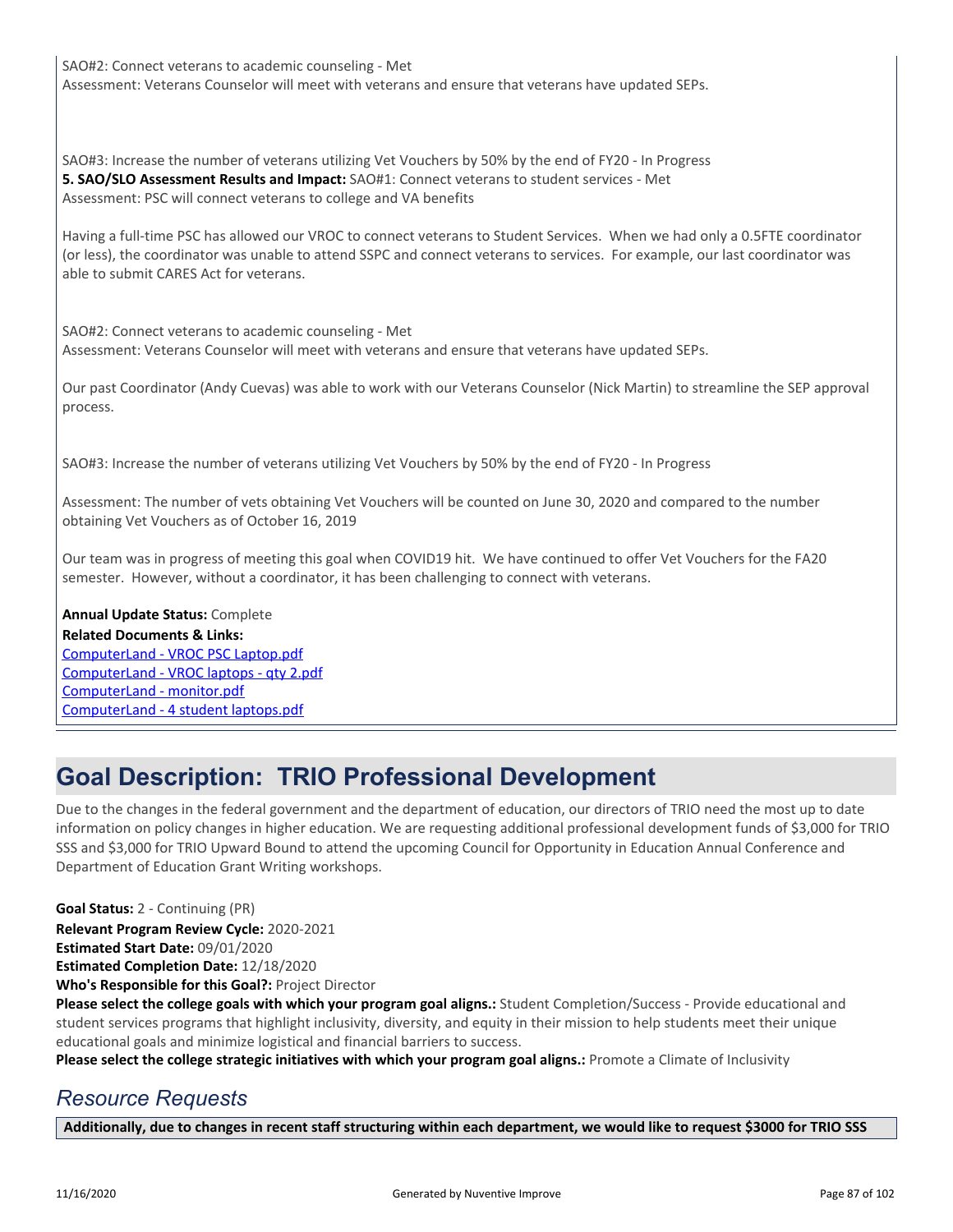SAO#2: Connect veterans to academic counseling - Met
Assessment: Veterans Counselor will meet with veterans and ensure that veterans have updated SEPs.

SAO#3: Increase the number of veterans utilizing Vet Vouchers by 50% by the end of FY20 - In Progress

**5. SAO/SLO Assessment Results and Impact:** SAO#1: Connect veterans to student services - Met
Assessment: PSC will connect veterans to college and VA benefits

Having a full-time PSC has allowed our VROC to connect veterans to Student Services. When we had only a 0.5FTE coordinator (or less), the coordinator was unable to attend SSPC and connect veterans to services. For example, our last coordinator was able to submit CARES Act for veterans.

SAO#2: Connect veterans to academic counseling - Met
Assessment: Veterans Counselor will meet with veterans and ensure that veterans have updated SEPs.

Our past Coordinator (Andy Cuevas) was able to work with our Veterans Counselor (Nick Martin) to streamline the SEP approval process.

SAO#3: Increase the number of veterans utilizing Vet Vouchers by 50% by the end of FY20 - In Progress

Assessment: The number of vets obtaining Vet Vouchers will be counted on June 30, 2020 and compared to the number obtaining Vet Vouchers as of October 16, 2019

Our team was in progress of meeting this goal when COVID19 hit. We have continued to offer Vet Vouchers for the FA20 semester. However, without a coordinator, it has been challenging to connect with veterans.

**Annual Update Status:** Complete
**Related Documents & Links:**
ComputerLand - VROC PSC Laptop.pdf
ComputerLand - VROC laptops - qty 2.pdf
ComputerLand - monitor.pdf
ComputerLand - 4 student laptops.pdf

# Goal Description: TRIO Professional Development

Due to the changes in the federal government and the department of education, our directors of TRIO need the most up to date information on policy changes in higher education. We are requesting additional professional development funds of $3,000 for TRIO SSS and $3,000 for TRIO Upward Bound to attend the upcoming Council for Opportunity in Education Annual Conference and Department of Education Grant Writing workshops.

**Goal Status:** 2 - Continuing (PR)
**Relevant Program Review Cycle:** 2020-2021
**Estimated Start Date:** 09/01/2020
**Estimated Completion Date:** 12/18/2020
**Who's Responsible for this Goal?:** Project Director
**Please select the college goals with which your program goal aligns.:** Student Completion/Success - Provide educational and student services programs that highlight inclusivity, diversity, and equity in their mission to help students meet their unique educational goals and minimize logistical and financial barriers to success.
**Please select the college strategic initiatives with which your program goal aligns.:** Promote a Climate of Inclusivity

## *Resource Requests*

**Additionally, due to changes in recent staff structuring within each department, we would like to request $3000 for TRIO SSS**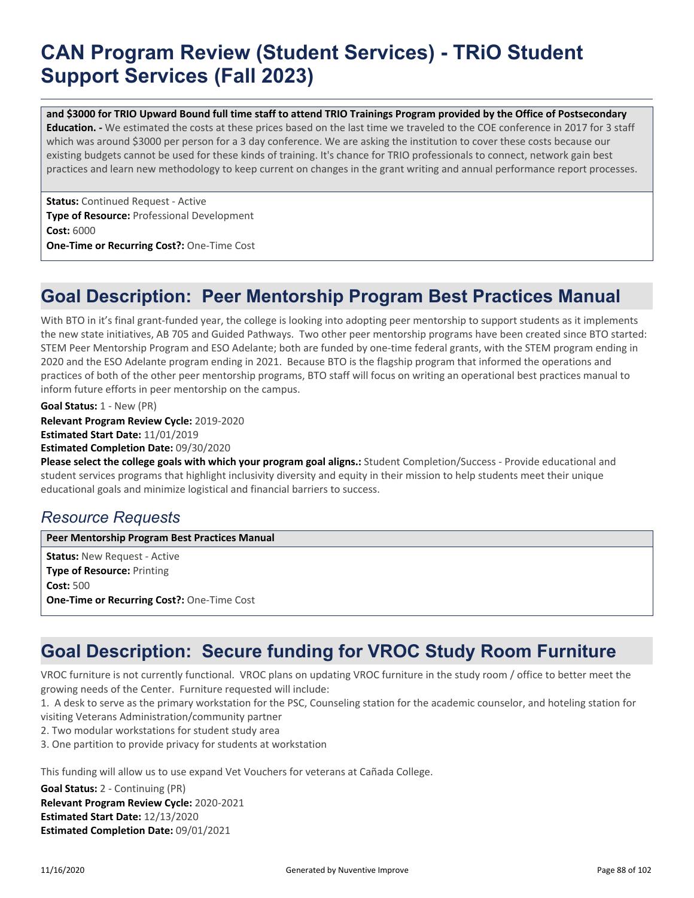**and $3000 for TRIO Upward Bound full time staff to attend TRIO Trainings Program provided by the Office of Postsecondary Education. -** We estimated the costs at these prices based on the last time we traveled to the COE conference in 2017 for 3 staff which was around $3000 per person for a 3 day conference. We are asking the institution to cover these costs because our existing budgets cannot be used for these kinds of training. It's chance for TRIO professionals to connect, network gain best practices and learn new methodology to keep current on changes in the grant writing and annual performance report processes.

**Status:** Continued Request - Active
**Type of Resource:** Professional Development
**Cost:** 6000
**One-Time or Recurring Cost?:** One-Time Cost

## Goal Description: Peer Mentorship Program Best Practices Manual

With BTO in it's final grant-funded year, the college is looking into adopting peer mentorship to support students as it implements the new state initiatives, AB 705 and Guided Pathways. Two other peer mentorship programs have been created since BTO started: STEM Peer Mentorship Program and ESO Adelante; both are funded by one-time federal grants, with the STEM program ending in 2020 and the ESO Adelante program ending in 2021. Because BTO is the flagship program that informed the operations and practices of both of the other peer mentorship programs, BTO staff will focus on writing an operational best practices manual to inform future efforts in peer mentorship on the campus.

**Goal Status:** 1 - New (PR)
**Relevant Program Review Cycle:** 2019-2020
**Estimated Start Date:** 11/01/2019
**Estimated Completion Date:** 09/30/2020
**Please select the college goals with which your program goal aligns.:** Student Completion/Success - Provide educational and student services programs that highlight inclusivity diversity and equity in their mission to help students meet their unique educational goals and minimize logistical and financial barriers to success.

### *Resource Requests*

**Peer Mentorship Program Best Practices Manual**

**Status:** New Request - Active
**Type of Resource:** Printing
**Cost:** 500
**One-Time or Recurring Cost?:** One-Time Cost

## Goal Description: Secure funding for VROC Study Room Furniture

VROC furniture is not currently functional. VROC plans on updating VROC furniture in the study room / office to better meet the growing needs of the Center. Furniture requested will include:

1. A desk to serve as the primary workstation for the PSC, Counseling station for the academic counselor, and hoteling station for visiting Veterans Administration/community partner
2. Two modular workstations for student study area
3. One partition to provide privacy for students at workstation

This funding will allow us to use expand Vet Vouchers for veterans at Cañada College.

**Goal Status:** 2 - Continuing (PR)
**Relevant Program Review Cycle:** 2020-2021
**Estimated Start Date:** 12/13/2020
**Estimated Completion Date:** 09/01/2021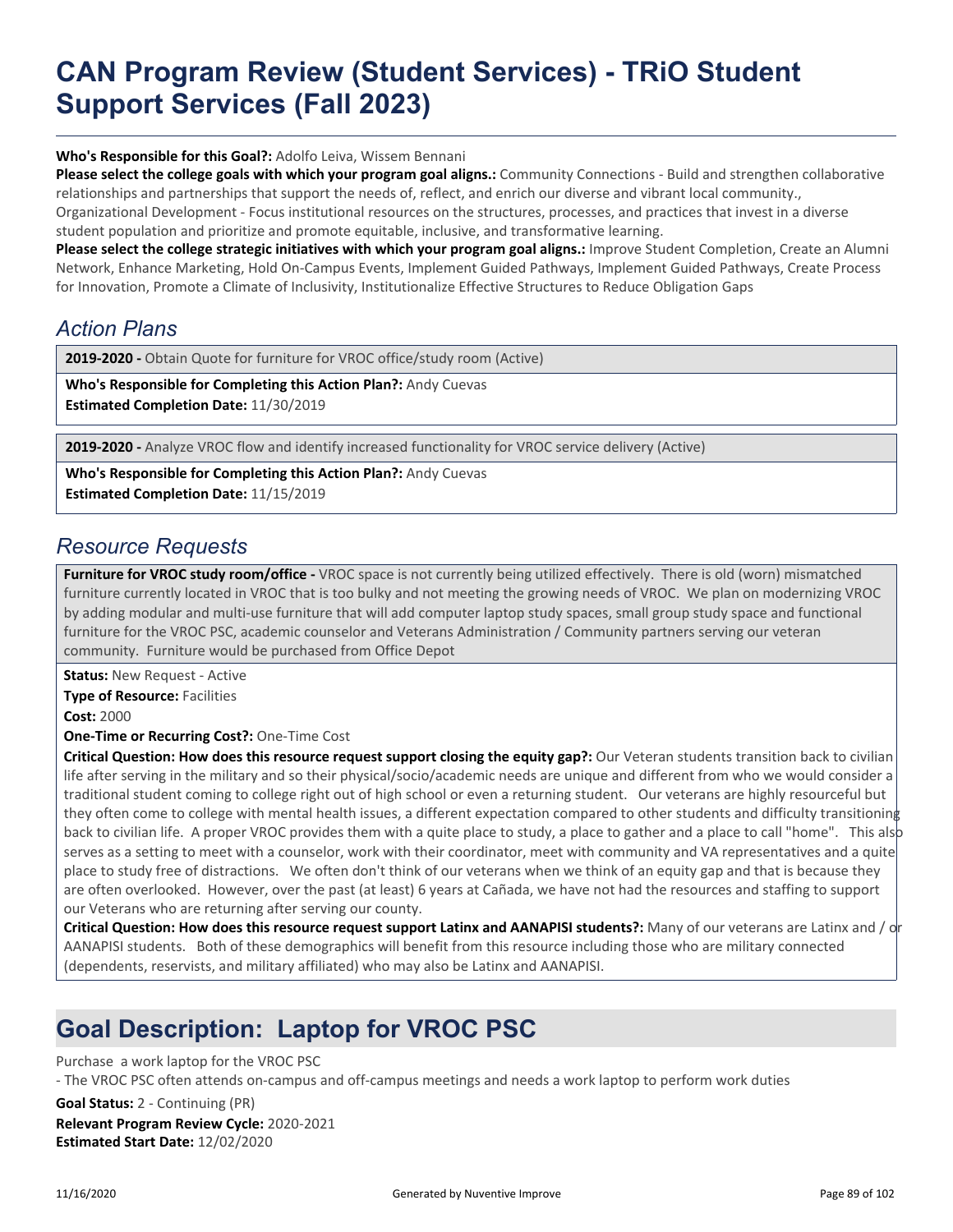# CAN Program Review (Student Services) - TRiO Student Support Services (Fall 2023)

**Who's Responsible for this Goal?:** Adolfo Leiva, Wissem Bennani

**Please select the college goals with which your program goal aligns.:** Community Connections - Build and strengthen collaborative relationships and partnerships that support the needs of, reflect, and enrich our diverse and vibrant local community., Organizational Development - Focus institutional resources on the structures, processes, and practices that invest in a diverse student population and prioritize and promote equitable, inclusive, and transformative learning.

**Please select the college strategic initiatives with which your program goal aligns.:** Improve Student Completion, Create an Alumni Network, Enhance Marketing, Hold On-Campus Events, Implement Guided Pathways, Implement Guided Pathways, Create Process for Innovation, Promote a Climate of Inclusivity, Institutionalize Effective Structures to Reduce Obligation Gaps

## *Action Plans*

**2019-2020 -** Obtain Quote for furniture for VROC office/study room (Active)

**Who's Responsible for Completing this Action Plan?:** Andy Cuevas
**Estimated Completion Date:** 11/30/2019

**2019-2020 -** Analyze VROC flow and identify increased functionality for VROC service delivery (Active)

**Who's Responsible for Completing this Action Plan?:** Andy Cuevas
**Estimated Completion Date:** 11/15/2019

## *Resource Requests*

**Furniture for VROC study room/office -** VROC space is not currently being utilized effectively. There is old (worn) mismatched furniture currently located in VROC that is too bulky and not meeting the growing needs of VROC. We plan on modernizing VROC by adding modular and multi-use furniture that will add computer laptop study spaces, small group study space and functional furniture for the VROC PSC, academic counselor and Veterans Administration / Community partners serving our veteran community. Furniture would be purchased from Office Depot

**Status:** New Request - Active

**Type of Resource:** Facilities

**Cost:** 2000

**One-Time or Recurring Cost?:** One-Time Cost

**Critical Question: How does this resource request support closing the equity gap?:** Our Veteran students transition back to civilian life after serving in the military and so their physical/socio/academic needs are unique and different from who we would consider a traditional student coming to college right out of high school or even a returning student. Our veterans are highly resourceful but they often come to college with mental health issues, a different expectation compared to other students and difficulty transitioning back to civilian life. A proper VROC provides them with a quite place to study, a place to gather and a place to call "home". This also serves as a setting to meet with a counselor, work with their coordinator, meet with community and VA representatives and a quite place to study free of distractions. We often don't think of our veterans when we think of an equity gap and that is because they are often overlooked. However, over the past (at least) 6 years at Cañada, we have not had the resources and staffing to support our Veterans who are returning after serving our county.

**Critical Question: How does this resource request support Latinx and AANAPISI students?:** Many of our veterans are Latinx and / or AANAPISI students. Both of these demographics will benefit from this resource including those who are military connected (dependents, reservists, and military affiliated) who may also be Latinx and AANAPISI.

# Goal Description: Laptop for VROC PSC

Purchase a work laptop for the VROC PSC
- The VROC PSC often attends on-campus and off-campus meetings and needs a work laptop to perform work duties

**Goal Status:** 2 - Continuing (PR)
**Relevant Program Review Cycle:** 2020-2021
**Estimated Start Date:** 12/02/2020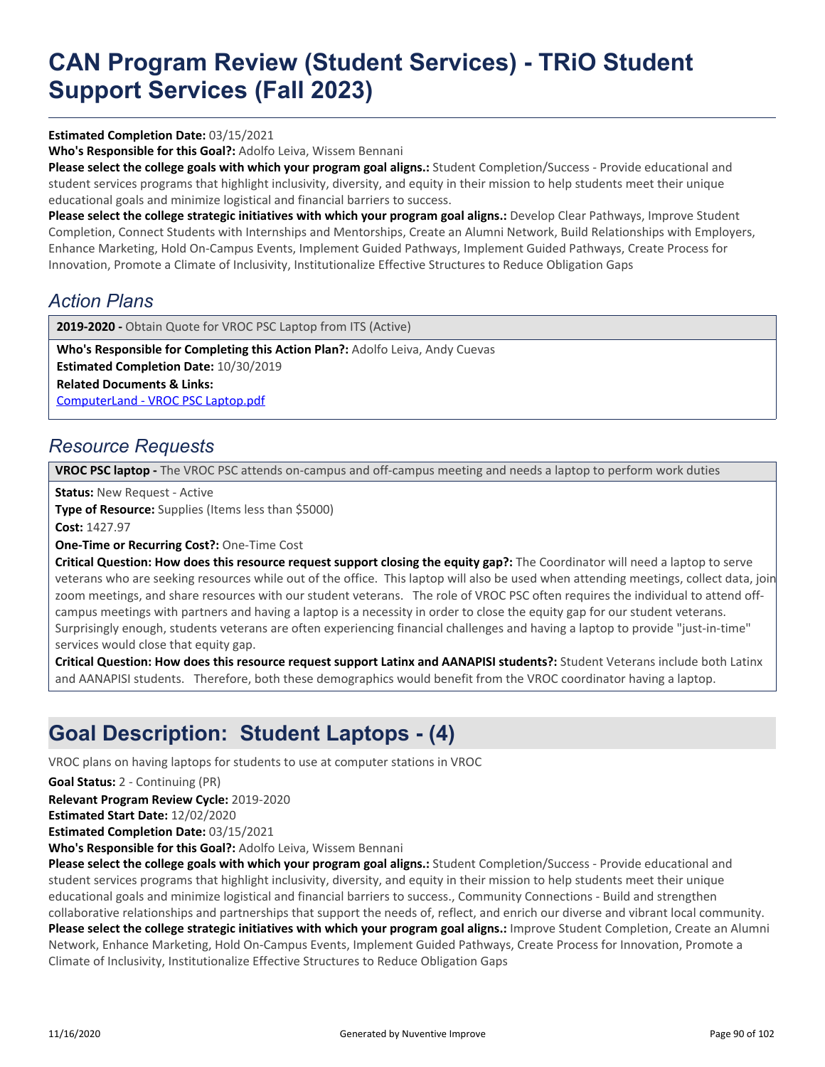# CAN Program Review (Student Services) - TRiO Student Support Services (Fall 2023)

**Estimated Completion Date:** 03/15/2021

**Who's Responsible for this Goal?:** Adolfo Leiva, Wissem Bennani

**Please select the college goals with which your program goal aligns.:** Student Completion/Success - Provide educational and student services programs that highlight inclusivity, diversity, and equity in their mission to help students meet their unique educational goals and minimize logistical and financial barriers to success.

**Please select the college strategic initiatives with which your program goal aligns.:** Develop Clear Pathways, Improve Student Completion, Connect Students with Internships and Mentorships, Create an Alumni Network, Build Relationships with Employers, Enhance Marketing, Hold On-Campus Events, Implement Guided Pathways, Implement Guided Pathways, Create Process for Innovation, Promote a Climate of Inclusivity, Institutionalize Effective Structures to Reduce Obligation Gaps

## *Action Plans*

**2019-2020 -** Obtain Quote for VROC PSC Laptop from ITS (Active)

**Who's Responsible for Completing this Action Plan?:** Adolfo Leiva, Andy Cuevas

**Estimated Completion Date:** 10/30/2019

**Related Documents & Links:**

ComputerLand - VROC PSC Laptop.pdf

## *Resource Requests*

**VROC PSC laptop -** The VROC PSC attends on-campus and off-campus meeting and needs a laptop to perform work duties

**Status:** New Request - Active

**Type of Resource:** Supplies (Items less than $5000)

**Cost:** 1427.97

**One-Time or Recurring Cost?:** One-Time Cost

**Critical Question: How does this resource request support closing the equity gap?:** The Coordinator will need a laptop to serve veterans who are seeking resources while out of the office. This laptop will also be used when attending meetings, collect data, join zoom meetings, and share resources with our student veterans. The role of VROC PSC often requires the individual to attend off-campus meetings with partners and having a laptop is a necessity in order to close the equity gap for our student veterans. Surprisingly enough, students veterans are often experiencing financial challenges and having a laptop to provide "just-in-time" services would close that equity gap.

**Critical Question: How does this resource request support Latinx and AANAPISI students?:** Student Veterans include both Latinx and AANAPISI students. Therefore, both these demographics would benefit from the VROC coordinator having a laptop.

## Goal Description: Student Laptops - (4)

VROC plans on having laptops for students to use at computer stations in VROC

**Goal Status:** 2 - Continuing (PR)

**Relevant Program Review Cycle:** 2019-2020

**Estimated Start Date:** 12/02/2020

**Estimated Completion Date:** 03/15/2021

**Who's Responsible for this Goal?:** Adolfo Leiva, Wissem Bennani

**Please select the college goals with which your program goal aligns.:** Student Completion/Success - Provide educational and student services programs that highlight inclusivity, diversity, and equity in their mission to help students meet their unique educational goals and minimize logistical and financial barriers to success., Community Connections - Build and strengthen collaborative relationships and partnerships that support the needs of, reflect, and enrich our diverse and vibrant local community.

**Please select the college strategic initiatives with which your program goal aligns.:** Improve Student Completion, Create an Alumni Network, Enhance Marketing, Hold On-Campus Events, Implement Guided Pathways, Create Process for Innovation, Promote a Climate of Inclusivity, Institutionalize Effective Structures to Reduce Obligation Gaps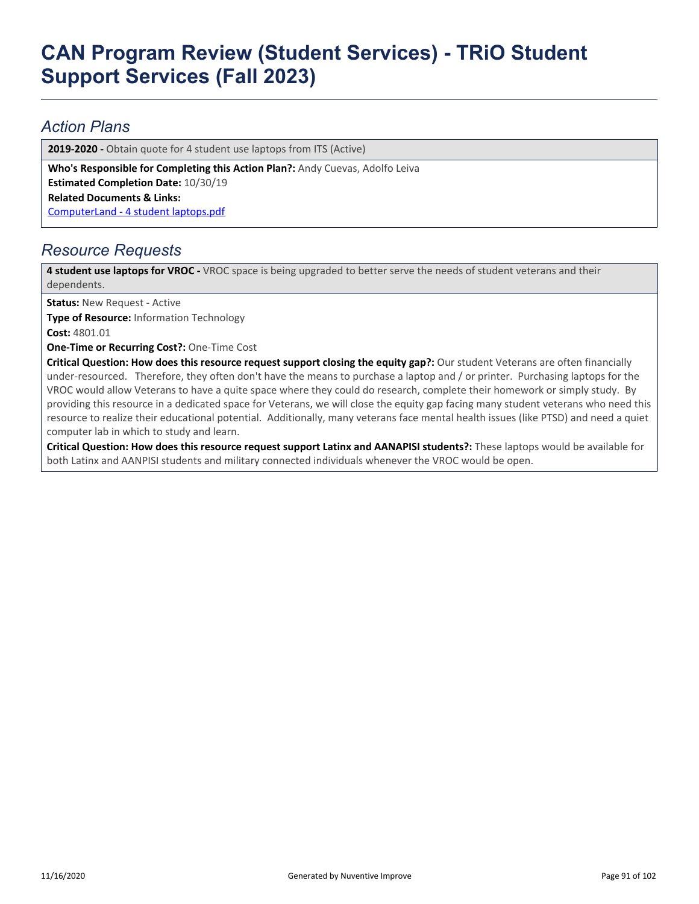# CAN Program Review (Student Services) - TRiO Student Support Services (Fall 2023)

## *Action Plans*

**2019-2020 -** Obtain quote for 4 student use laptops from ITS (Active)

**Who's Responsible for Completing this Action Plan?:** Andy Cuevas, Adolfo Leiva
**Estimated Completion Date:** 10/30/19
**Related Documents & Links:**
ComputerLand - 4 student laptops.pdf

## *Resource Requests*

**4 student use laptops for VROC -** VROC space is being upgraded to better serve the needs of student veterans and their dependents.

**Status:** New Request - Active
**Type of Resource:** Information Technology
**Cost:** 4801.01
**One-Time or Recurring Cost?:** One-Time Cost
**Critical Question: How does this resource request support closing the equity gap?:** Our student Veterans are often financially under-resourced. Therefore, they often don't have the means to purchase a laptop and / or printer. Purchasing laptops for the VROC would allow Veterans to have a quite space where they could do research, complete their homework or simply study. By providing this resource in a dedicated space for Veterans, we will close the equity gap facing many student veterans who need this resource to realize their educational potential. Additionally, many veterans face mental health issues (like PTSD) and need a quiet computer lab in which to study and learn.
**Critical Question: How does this resource request support Latinx and AANAPISI students?:** These laptops would be available for both Latinx and AANPISI students and military connected individuals whenever the VROC would be open.